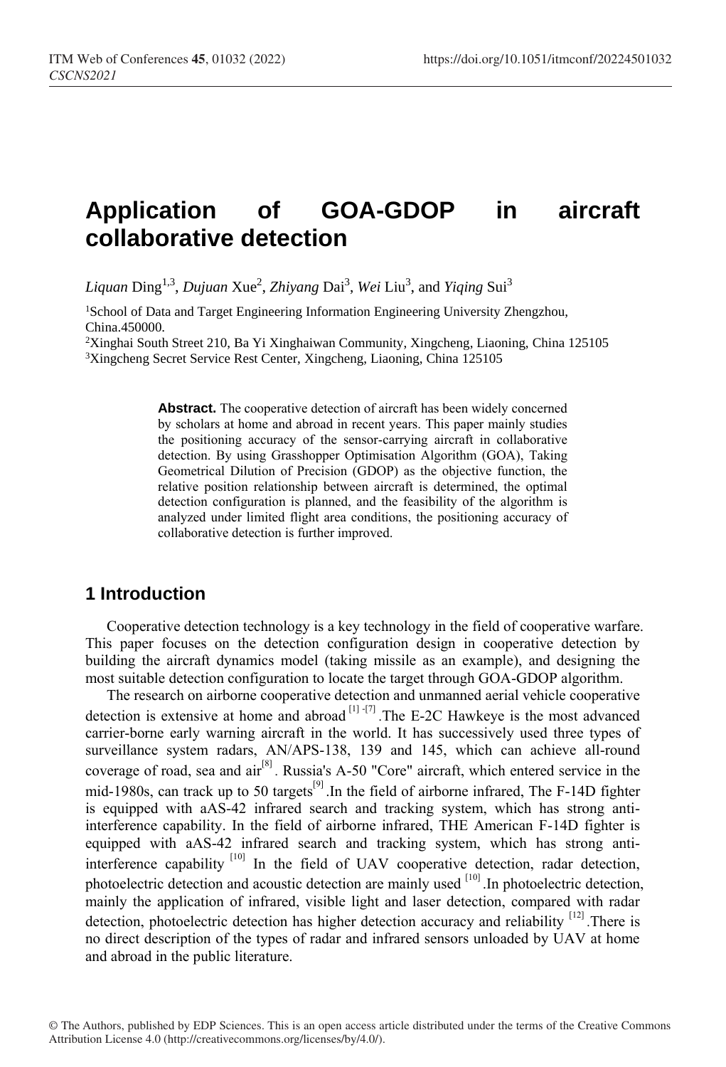# Application of GOA-GDOP in aircraft collaborative detection

*Liquan* Ding[1,3], *Dujuan* Xue[2], *Zhiyang* Dai[3], *Wei* Liu[3], and *Yiqing* Sui[3]

[1]School of Data and Target Engineering Information Engineering University Zhengzhou, China.450000.

[2]Xinghai South Street 210, Ba Yi Xinghaiwan Community, Xingcheng, Liaoning, China 125105

[3]Xingcheng Secret Service Rest Center, Xingcheng, Liaoning, China 125105

**Abstract.** The cooperative detection of aircraft has been widely concerned by scholars at home and abroad in recent years. This paper mainly studies the positioning accuracy of the sensor-carrying aircraft in collaborative detection. By using Grasshopper Optimisation Algorithm (GOA), Taking Geometrical Dilution of Precision (GDOP) as the objective function, the relative position relationship between aircraft is determined, the optimal detection configuration is planned, and the feasibility of the algorithm is analyzed under limited flight area conditions, the positioning accuracy of collaborative detection is further improved.

## 1 Introduction

Cooperative detection technology is a key technology in the field of cooperative warfare. This paper focuses on the detection configuration design in cooperative detection by building the aircraft dynamics model (taking missile as an example), and designing the most suitable detection configuration to locate the target through GOA-GDOP algorithm.

The research on airborne cooperative detection and unmanned aerial vehicle cooperative detection is extensive at home and abroad [1] -[7] .The E-2C Hawkeye is the most advanced carrier-borne early warning aircraft in the world. It has successively used three types of surveillance system radars, AN/APS-138, 139 and 145, which can achieve all-round coverage of road, sea and air[8]. Russia's A-50 "Core" aircraft, which entered service in the mid-1980s, can track up to 50 targets[9].In the field of airborne infrared, The F-14D fighter is equipped with aAS-42 infrared search and tracking system, which has strong anti-interference capability. In the field of airborne infrared, THE American F-14D fighter is equipped with aAS-42 infrared search and tracking system, which has strong anti-interference capability [10] In the field of UAV cooperative detection, radar detection, photoelectric detection and acoustic detection are mainly used [10].In photoelectric detection, mainly the application of infrared, visible light and laser detection, compared with radar detection, photoelectric detection has higher detection accuracy and reliability [12].There is no direct description of the types of radar and infrared sensors unloaded by UAV at home and abroad in the public literature.

© The Authors, published by EDP Sciences. This is an open access article distributed under the terms of the Creative Commons Attribution License 4.0 (http://creativecommons.org/licenses/by/4.0/).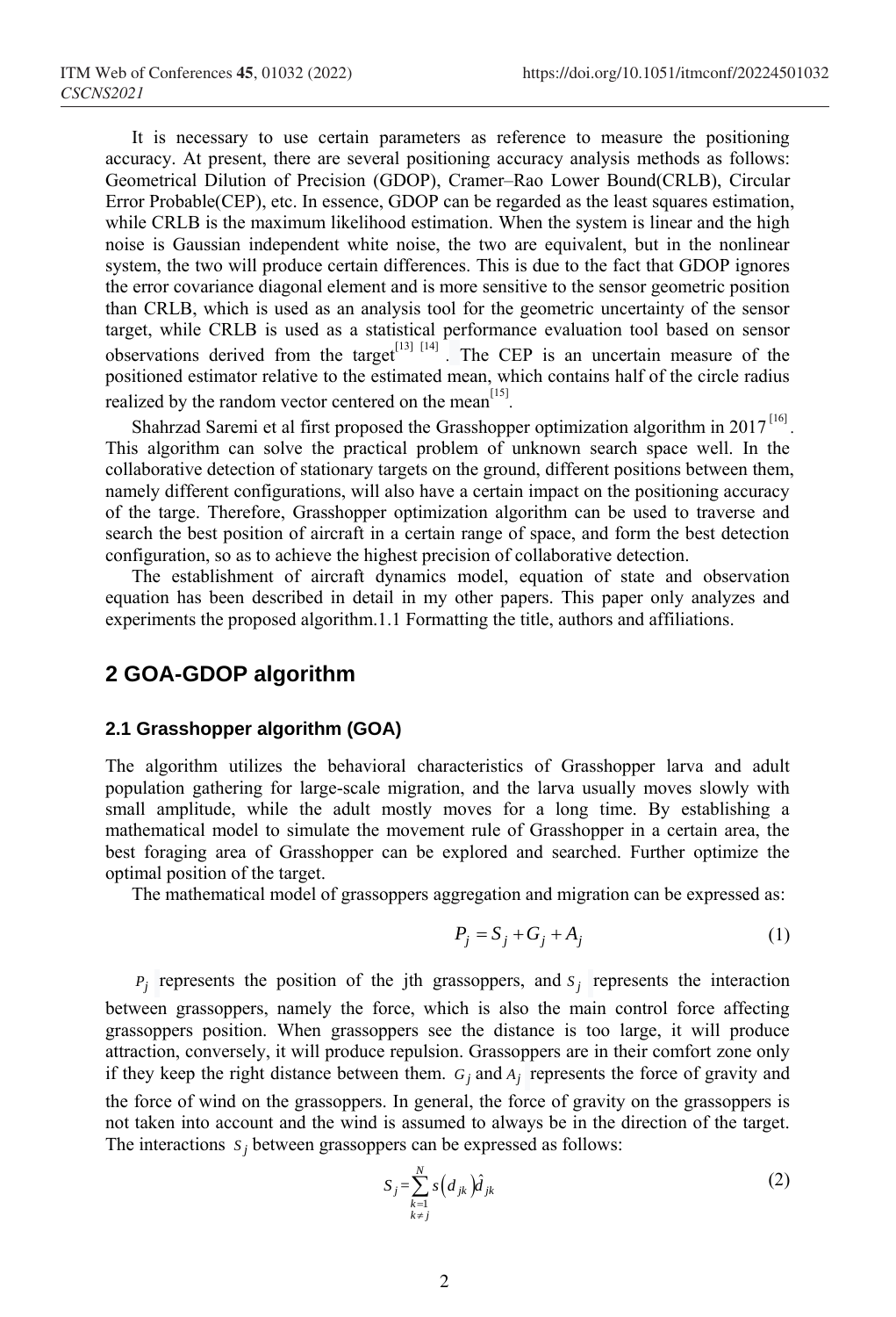It is necessary to use certain parameters as reference to measure the positioning accuracy. At present, there are several positioning accuracy analysis methods as follows: Geometrical Dilution of Precision (GDOP), Cramer–Rao Lower Bound(CRLB), Circular Error Probable(CEP), etc. In essence, GDOP can be regarded as the least squares estimation, while CRLB is the maximum likelihood estimation. When the system is linear and the high noise is Gaussian independent white noise, the two are equivalent, but in the nonlinear system, the two will produce certain differences. This is due to the fact that GDOP ignores the error covariance diagonal element and is more sensitive to the sensor geometric position than CRLB, which is used as an analysis tool for the geometric uncertainty of the sensor target, while CRLB is used as a statistical performance evaluation tool based on sensor observations derived from the target[13] [14] . The CEP is an uncertain measure of the positioned estimator relative to the estimated mean, which contains half of the circle radius realized by the random vector centered on the mean[15].

Shahrzad Saremi et al first proposed the Grasshopper optimization algorithm in 2017[16]. This algorithm can solve the practical problem of unknown search space well. In the collaborative detection of stationary targets on the ground, different positions between them, namely different configurations, will also have a certain impact on the positioning accuracy of the targe. Therefore, Grasshopper optimization algorithm can be used to traverse and search the best position of aircraft in a certain range of space, and form the best detection configuration, so as to achieve the highest precision of collaborative detection.

The establishment of aircraft dynamics model, equation of state and observation equation has been described in detail in my other papers. This paper only analyzes and experiments the proposed algorithm.1.1 Formatting the title, authors and affiliations.

## 2 GOA-GDOP algorithm

### 2.1 Grasshopper algorithm (GOA)

The algorithm utilizes the behavioral characteristics of Grasshopper larva and adult population gathering for large-scale migration, and the larva usually moves slowly with small amplitude, while the adult mostly moves for a long time. By establishing a mathematical model to simulate the movement rule of Grasshopper in a certain area, the best foraging area of Grasshopper can be explored and searched. Further optimize the optimal position of the target.

The mathematical model of grassoppers aggregation and migration can be expressed as:

$$P_j = S_j + G_j + A_j \tag{1}$$

$P_j$ represents the position of the jth grassoppers, and $S_j$ represents the interaction between grassoppers, namely the force, which is also the main control force affecting grassoppers position. When grassoppers see the distance is too large, it will produce attraction, conversely, it will produce repulsion. Grassoppers are in their comfort zone only if they keep the right distance between them. $G_j$ and $A_j$ represents the force of gravity and the force of wind on the grassoppers. In general, the force of gravity on the grassoppers is not taken into account and the wind is assumed to always be in the direction of the target. The interactions $S_j$ between grassoppers can be expressed as follows:

$$S_j = \sum_{\substack{k=1 \\ k \neq j}}^{N} s\left(d_{jk}\right)\hat{d}_{jk} \tag{2}$$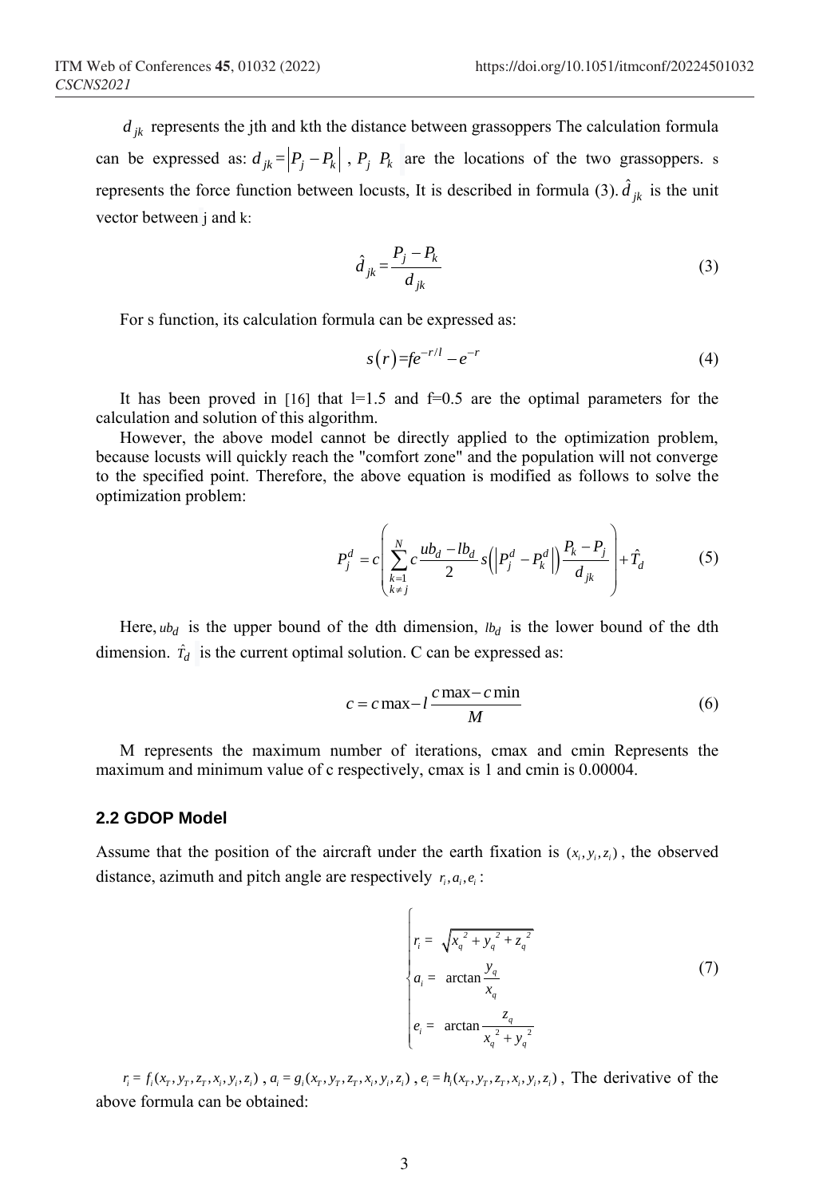$d_{jk}$ represents the jth and kth the distance between grassoppers The calculation formula can be expressed as: $d_{jk} = |P_j - P_k|$ , $P_j$ $P_k$ are the locations of the two grassoppers. s represents the force function between locusts, It is described in formula (3). $\hat{d}_{jk}$ is the unit vector between j and k:

$$\hat{d}_{jk} = \frac{P_j - P_k}{d_{jk}} \tag{3}$$

For s function, its calculation formula can be expressed as:

$$s(r) = fe^{-r/l} - e^{-r} \tag{4}$$

It has been proved in [16] that l=1.5 and f=0.5 are the optimal parameters for the calculation and solution of this algorithm.

However, the above model cannot be directly applied to the optimization problem, because locusts will quickly reach the "comfort zone" and the population will not converge to the specified point. Therefore, the above equation is modified as follows to solve the optimization problem:

$$P_j^d = c\left(\sum_{\substack{k=1 \\ k \neq j}}^{N} c\frac{ub_d - lb_d}{2} s\left(\left|P_j^d - P_k^d\right|\right)\frac{P_k - P_j}{d_{jk}}\right) + \hat{T}_d \tag{5}$$

Here, $ub_d$ is the upper bound of the dth dimension, $lb_d$ is the lower bound of the dth dimension. $\hat{T}_d$ is the current optimal solution. C can be expressed as:

$$c = c\max - l\frac{c\max - c\min}{M} \tag{6}$$

M represents the maximum number of iterations, cmax and cmin Represents the maximum and minimum value of c respectively, cmax is 1 and cmin is 0.00004.

### 2.2 GDOP Model

Assume that the position of the aircraft under the earth fixation is $(x_i, y_i, z_i)$, the observed distance, azimuth and pitch angle are respectively $r_i, a_i, e_i$:

$$\begin{cases} r_i = \sqrt{x_q^{\ 2} + y_q^{\ 2} + z_q^{\ 2}} \\ a_i = \arctan\dfrac{y_q}{x_q} \\ e_i = \arctan\dfrac{z_q}{x_q^{\ 2} + y_q^{\ 2}} \end{cases} \tag{7}$$

$r_i = f_i(x_T, y_T, z_T, x_i, y_i, z_i)$ , $a_i = g_i(x_T, y_T, z_T, x_i, y_i, z_i)$ , $e_i = h_i(x_T, y_T, z_T, x_i, y_i, z_i)$ , The derivative of the above formula can be obtained: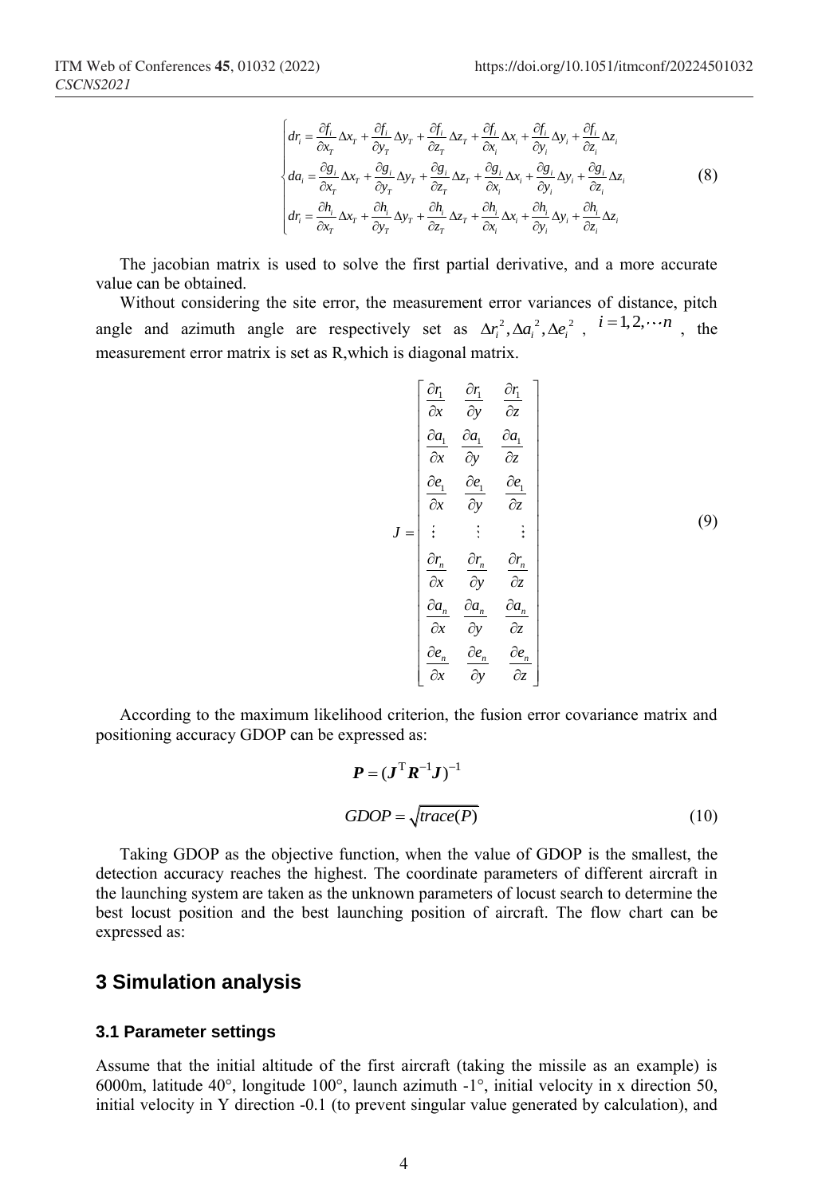$$
\begin{cases}
dr_i = \dfrac{\partial f_i}{\partial x_T}\Delta x_T + \dfrac{\partial f_i}{\partial y_T}\Delta y_T + \dfrac{\partial f_i}{\partial z_T}\Delta z_T + \dfrac{\partial f_i}{\partial x_i}\Delta x_i + \dfrac{\partial f_i}{\partial y_i}\Delta y_i + \dfrac{\partial f_i}{\partial z_i}\Delta z_i \\
da_i = \dfrac{\partial g_i}{\partial x_T}\Delta x_T + \dfrac{\partial g_i}{\partial y_T}\Delta y_T + \dfrac{\partial g_i}{\partial z_T}\Delta z_T + \dfrac{\partial g_i}{\partial x_i}\Delta x_i + \dfrac{\partial g_i}{\partial y_i}\Delta y_i + \dfrac{\partial g_i}{\partial z_i}\Delta z_i \\
dr_i = \dfrac{\partial h_i}{\partial x_T}\Delta x_T + \dfrac{\partial h_i}{\partial y_T}\Delta y_T + \dfrac{\partial h_i}{\partial z_T}\Delta z_T + \dfrac{\partial h_i}{\partial x_i}\Delta x_i + \dfrac{\partial h_i}{\partial y_i}\Delta y_i + \dfrac{\partial h_i}{\partial z_i}\Delta z_i
\end{cases}
\tag{8}
$$

The jacobian matrix is used to solve the first partial derivative, and a more accurate value can be obtained.

Without considering the site error, the measurement error variances of distance, pitch angle and azimuth angle are respectively set as $\Delta r_i^2, \Delta a_i^2, \Delta e_i^2$, $i = 1, 2, \cdots n$, the measurement error matrix is set as R,which is diagonal matrix.

$$
J = \begin{bmatrix}
\dfrac{\partial r_1}{\partial x} & \dfrac{\partial r_1}{\partial y} & \dfrac{\partial r_1}{\partial z} \\
\dfrac{\partial a_1}{\partial x} & \dfrac{\partial a_1}{\partial y} & \dfrac{\partial a_1}{\partial z} \\
\dfrac{\partial e_1}{\partial x} & \dfrac{\partial e_1}{\partial y} & \dfrac{\partial e_1}{\partial z} \\
\vdots & \vdots & \vdots \\
\dfrac{\partial r_n}{\partial x} & \dfrac{\partial r_n}{\partial y} & \dfrac{\partial r_n}{\partial z} \\
\dfrac{\partial a_n}{\partial x} & \dfrac{\partial a_n}{\partial y} & \dfrac{\partial a_n}{\partial z} \\
\dfrac{\partial e_n}{\partial x} & \dfrac{\partial e_n}{\partial y} & \dfrac{\partial e_n}{\partial z}
\end{bmatrix}
\tag{9}
$$

According to the maximum likelihood criterion, the fusion error covariance matrix and positioning accuracy GDOP can be expressed as:

$$
\boldsymbol{P} = (\boldsymbol{J}^{\mathrm{T}} \boldsymbol{R}^{-1} \boldsymbol{J})^{-1}
$$

$$
GDOP = \sqrt{trace(P)} \tag{10}
$$

Taking GDOP as the objective function, when the value of GDOP is the smallest, the detection accuracy reaches the highest. The coordinate parameters of different aircraft in the launching system are taken as the unknown parameters of locust search to determine the best locust position and the best launching position of aircraft. The flow chart can be expressed as:

## 3 Simulation analysis

### 3.1 Parameter settings

Assume that the initial altitude of the first aircraft (taking the missile as an example) is 6000m, latitude 40°, longitude 100°, launch azimuth -1°, initial velocity in x direction 50, initial velocity in Y direction -0.1 (to prevent singular value generated by calculation), and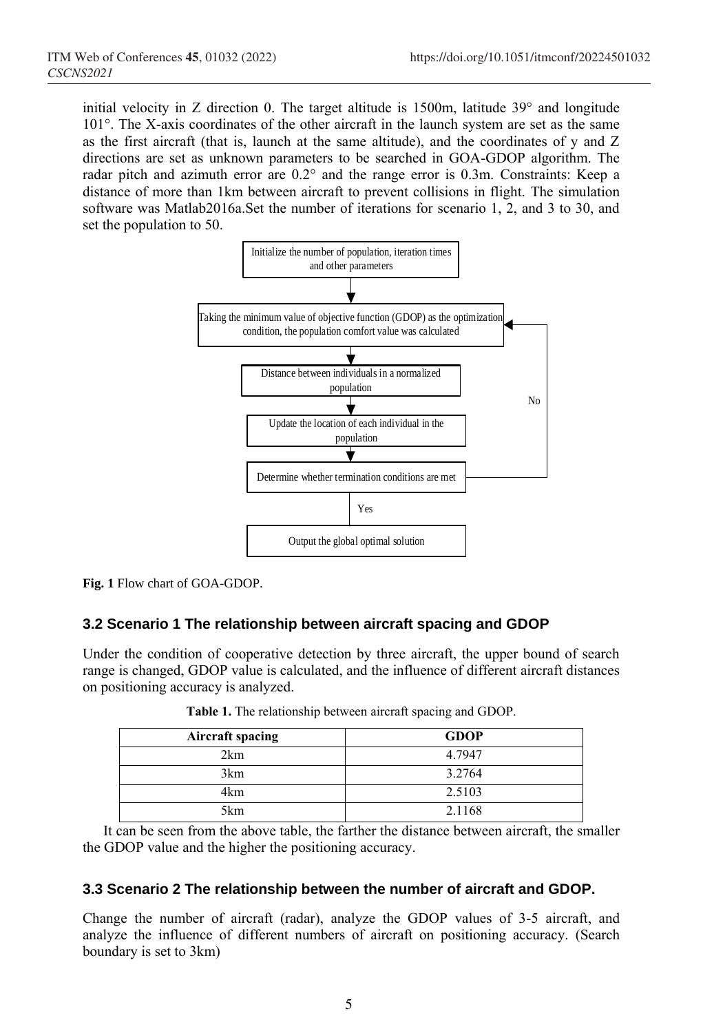initial velocity in Z direction 0. The target altitude is 1500m, latitude 39° and longitude 101°. The X-axis coordinates of the other aircraft in the launch system are set as the same as the first aircraft (that is, launch at the same altitude), and the coordinates of y and Z directions are set as unknown parameters to be searched in GOA-GDOP algorithm. The radar pitch and azimuth error are 0.2° and the range error is 0.3m. Constraints: Keep a distance of more than 1km between aircraft to prevent collisions in flight. The simulation software was Matlab2016a.Set the number of iterations for scenario 1, 2, and 3 to 30, and set the population to 50.

Initialize the number of population, iteration times and other parameters

Taking the minimum value of objective function (GDOP) as the optimization condition, the population comfort value was calculated

Distance between individuals in a normalized population

Update the location of each individual in the population

Determine whether termination conditions are met

No

Yes

Output the global optimal solution

**Fig. 1** Flow chart of GOA-GDOP.

### 3.2 Scenario 1 The relationship between aircraft spacing and GDOP

Under the condition of cooperative detection by three aircraft, the upper bound of search range is changed, GDOP value is calculated, and the influence of different aircraft distances on positioning accuracy is analyzed.

**Table 1.** The relationship between aircraft spacing and GDOP.

| Aircraft spacing | GDOP |
| --- | --- |
| 2km | 4.7947 |
| 3km | 3.2764 |
| 4km | 2.5103 |
| 5km | 2.1168 |

It can be seen from the above table, the farther the distance between aircraft, the smaller the GDOP value and the higher the positioning accuracy.

### 3.3 Scenario 2 The relationship between the number of aircraft and GDOP.

Change the number of aircraft (radar), analyze the GDOP values of 3-5 aircraft, and analyze the influence of different numbers of aircraft on positioning accuracy. (Search boundary is set to 3km)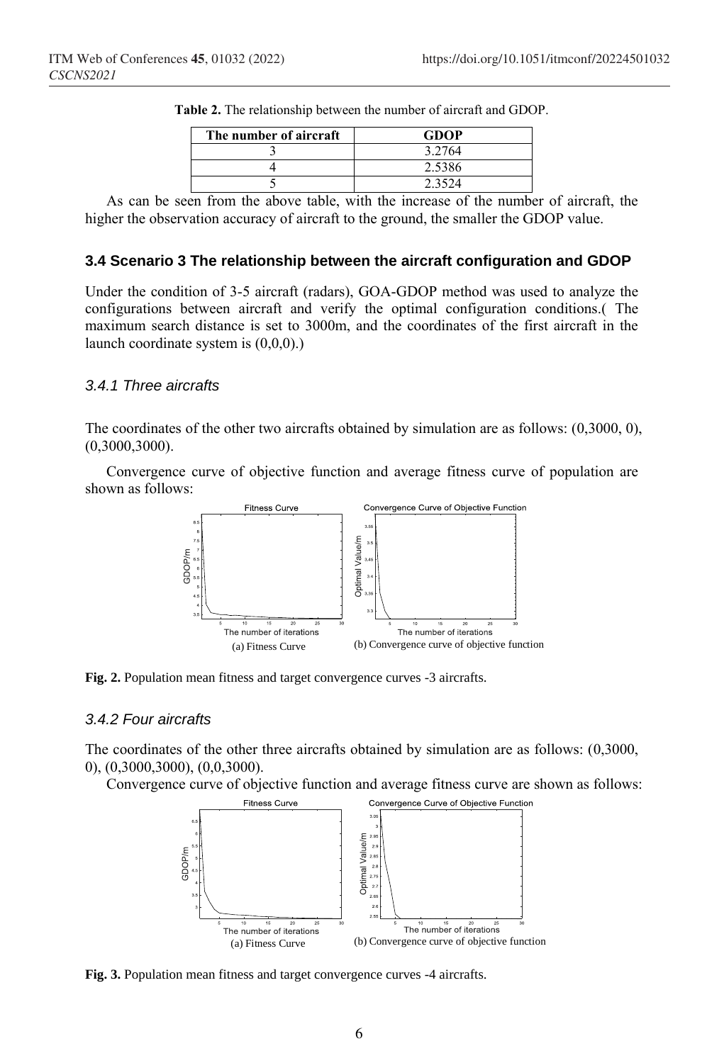**Table 2.** The relationship between the number of aircraft and GDOP.

| The number of aircraft | GDOP |
|---|---|
| 3 | 3.2764 |
| 4 | 2.5386 |
| 5 | 2.3524 |

As can be seen from the above table, with the increase of the number of aircraft, the higher the observation accuracy of aircraft to the ground, the smaller the GDOP value.

### 3.4 Scenario 3 The relationship between the aircraft configuration and GDOP

Under the condition of 3-5 aircraft (radars), GOA-GDOP method was used to analyze the configurations between aircraft and verify the optimal configuration conditions.( The maximum search distance is set to 3000m, and the coordinates of the first aircraft in the launch coordinate system is (0,0,0).)

#### *3.4.1 Three aircrafts*

The coordinates of the other two aircrafts obtained by simulation are as follows: (0,3000, 0), (0,3000,3000).

Convergence curve of objective function and average fitness curve of population are shown as follows:

(a) Fitness Curve (b) Convergence curve of objective function

**Fig. 2.** Population mean fitness and target convergence curves -3 aircrafts.

#### *3.4.2 Four aircrafts*

The coordinates of the other three aircrafts obtained by simulation are as follows: (0,3000, 0), (0,3000,3000), (0,0,3000).

Convergence curve of objective function and average fitness curve are shown as follows:

(a) Fitness Curve (b) Convergence curve of objective function

**Fig. 3.** Population mean fitness and target convergence curves -4 aircrafts.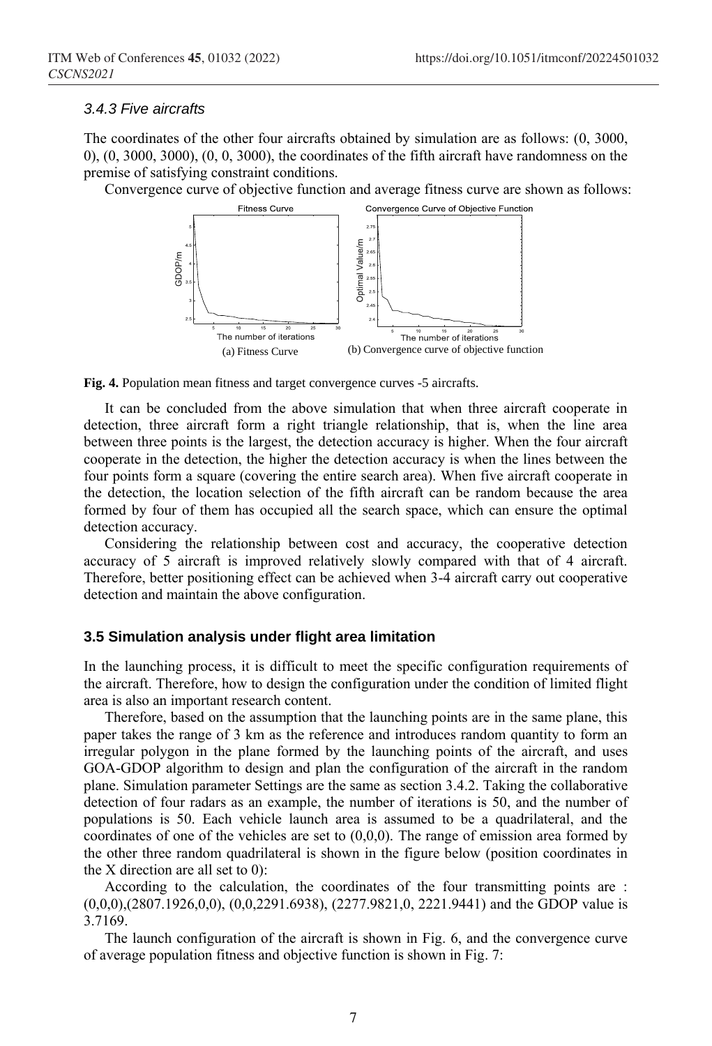### 3.4.3 Five aircrafts

The coordinates of the other four aircrafts obtained by simulation are as follows: (0, 3000, 0), (0, 3000, 3000), (0, 0, 3000), the coordinates of the fifth aircraft have randomness on the premise of satisfying constraint conditions.

Convergence curve of objective function and average fitness curve are shown as follows:

(a) Fitness Curve (b) Convergence curve of objective function

**Fig. 4.** Population mean fitness and target convergence curves -5 aircrafts.

It can be concluded from the above simulation that when three aircraft cooperate in detection, three aircraft form a right triangle relationship, that is, when the line area between three points is the largest, the detection accuracy is higher. When the four aircraft cooperate in the detection, the higher the detection accuracy is when the lines between the four points form a square (covering the entire search area). When five aircraft cooperate in the detection, the location selection of the fifth aircraft can be random because the area formed by four of them has occupied all the search space, which can ensure the optimal detection accuracy.

Considering the relationship between cost and accuracy, the cooperative detection accuracy of 5 aircraft is improved relatively slowly compared with that of 4 aircraft. Therefore, better positioning effect can be achieved when 3-4 aircraft carry out cooperative detection and maintain the above configuration.

## 3.5 Simulation analysis under flight area limitation

In the launching process, it is difficult to meet the specific configuration requirements of the aircraft. Therefore, how to design the configuration under the condition of limited flight area is also an important research content.

Therefore, based on the assumption that the launching points are in the same plane, this paper takes the range of 3 km as the reference and introduces random quantity to form an irregular polygon in the plane formed by the launching points of the aircraft, and uses GOA-GDOP algorithm to design and plan the configuration of the aircraft in the random plane. Simulation parameter Settings are the same as section 3.4.2. Taking the collaborative detection of four radars as an example, the number of iterations is 50, and the number of populations is 50. Each vehicle launch area is assumed to be a quadrilateral, and the coordinates of one of the vehicles are set to (0,0,0). The range of emission area formed by the other three random quadrilateral is shown in the figure below (position coordinates in the X direction are all set to 0):

According to the calculation, the coordinates of the four transmitting points are : (0,0,0),(2807.1926,0,0), (0,0,2291.6938), (2277.9821,0, 2221.9441) and the GDOP value is 3.7169.

The launch configuration of the aircraft is shown in Fig. 6, and the convergence curve of average population fitness and objective function is shown in Fig. 7: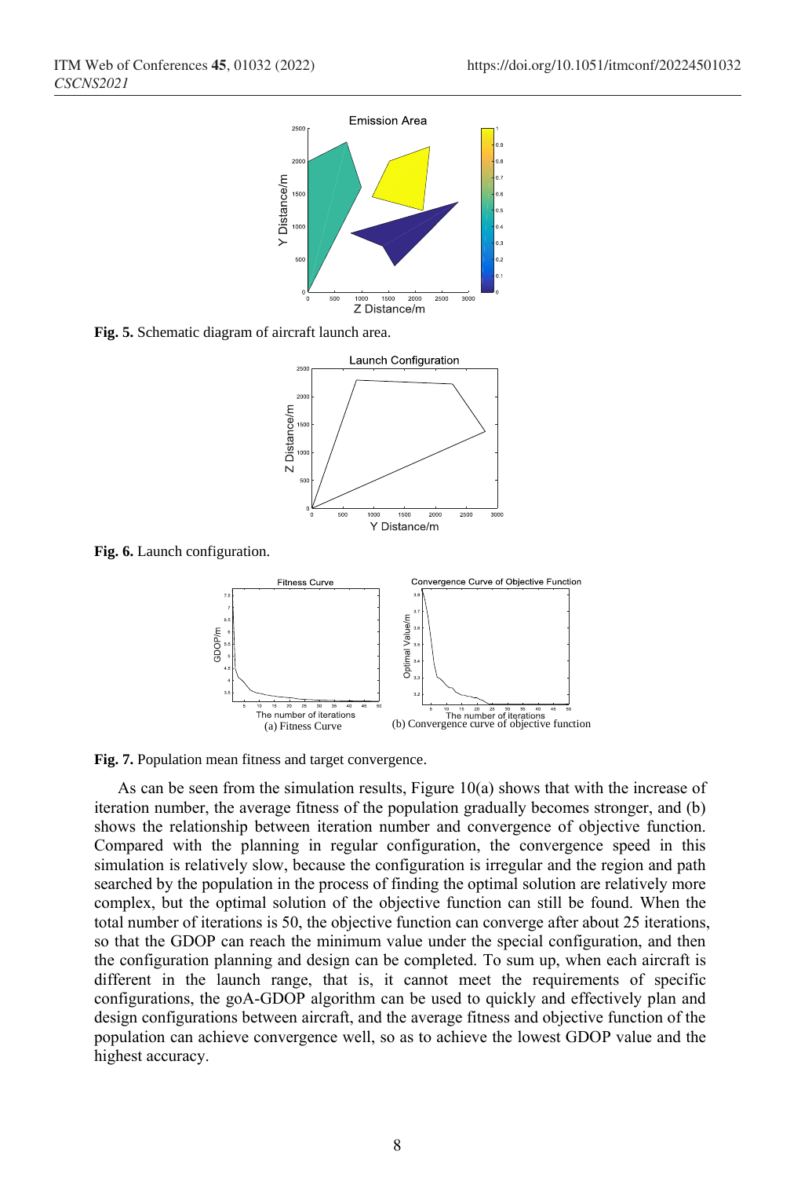**Fig. 5.** Schematic diagram of aircraft launch area.

**Fig. 6.** Launch configuration.

(a) Fitness Curve

(b) Convergence curve of objective function

**Fig. 7.** Population mean fitness and target convergence.

As can be seen from the simulation results, Figure 10(a) shows that with the increase of iteration number, the average fitness of the population gradually becomes stronger, and (b) shows the relationship between iteration number and convergence of objective function. Compared with the planning in regular configuration, the convergence speed in this simulation is relatively slow, because the configuration is irregular and the region and path searched by the population in the process of finding the optimal solution are relatively more complex, but the optimal solution of the objective function can still be found. When the total number of iterations is 50, the objective function can converge after about 25 iterations, so that the GDOP can reach the minimum value under the special configuration, and then the configuration planning and design can be completed. To sum up, when each aircraft is different in the launch range, that is, it cannot meet the requirements of specific configurations, the goA-GDOP algorithm can be used to quickly and effectively plan and design configurations between aircraft, and the average fitness and objective function of the population can achieve convergence well, so as to achieve the lowest GDOP value and the highest accuracy.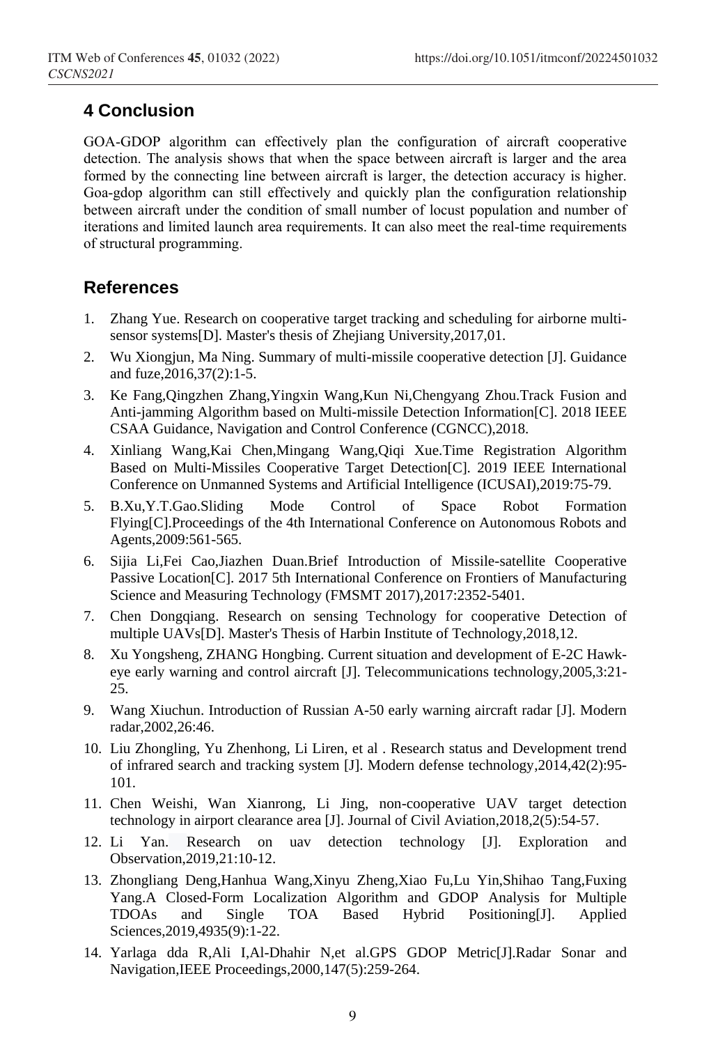## 4 Conclusion

GOA-GDOP algorithm can effectively plan the configuration of aircraft cooperative detection. The analysis shows that when the space between aircraft is larger and the area formed by the connecting line between aircraft is larger, the detection accuracy is higher. Goa-gdop algorithm can still effectively and quickly plan the configuration relationship between aircraft under the condition of small number of locust population and number of iterations and limited launch area requirements. It can also meet the real-time requirements of structural programming.

## References

1. Zhang Yue. Research on cooperative target tracking and scheduling for airborne multi-sensor systems[D]. Master's thesis of Zhejiang University,2017,01.
2. Wu Xiongjun, Ma Ning. Summary of multi-missile cooperative detection [J]. Guidance and fuze,2016,37(2):1-5.
3. Ke Fang,Qingzhen Zhang,Yingxin Wang,Kun Ni,Chengyang Zhou.Track Fusion and Anti-jamming Algorithm based on Multi-missile Detection Information[C]. 2018 IEEE CSAA Guidance, Navigation and Control Conference (CGNCC),2018.
4. Xinliang Wang,Kai Chen,Mingang Wang,Qiqi Xue.Time Registration Algorithm Based on Multi-Missiles Cooperative Target Detection[C]. 2019 IEEE International Conference on Unmanned Systems and Artificial Intelligence (ICUSAI),2019:75-79.
5. B.Xu,Y.T.Gao.Sliding Mode Control of Space Robot Formation Flying[C].Proceedings of the 4th International Conference on Autonomous Robots and Agents,2009:561-565.
6. Sijia Li,Fei Cao,Jiazhen Duan.Brief Introduction of Missile-satellite Cooperative Passive Location[C]. 2017 5th International Conference on Frontiers of Manufacturing Science and Measuring Technology (FMSMT 2017),2017:2352-5401.
7. Chen Dongqiang. Research on sensing Technology for cooperative Detection of multiple UAVs[D]. Master's Thesis of Harbin Institute of Technology,2018,12.
8. Xu Yongsheng, ZHANG Hongbing. Current situation and development of E-2C Hawk-eye early warning and control aircraft [J]. Telecommunications technology,2005,3:21-25.
9. Wang Xiuchun. Introduction of Russian A-50 early warning aircraft radar [J]. Modern radar,2002,26:46.
10. Liu Zhongling, Yu Zhenhong, Li Liren, et al . Research status and Development trend of infrared search and tracking system [J]. Modern defense technology,2014,42(2):95-101.
11. Chen Weishi, Wan Xianrong, Li Jing, non-cooperative UAV target detection technology in airport clearance area [J]. Journal of Civil Aviation,2018,2(5):54-57.
12. Li Yan. Research on uav detection technology [J]. Exploration and Observation,2019,21:10-12.
13. Zhongliang Deng,Hanhua Wang,Xinyu Zheng,Xiao Fu,Lu Yin,Shihao Tang,Fuxing Yang.A Closed-Form Localization Algorithm and GDOP Analysis for Multiple TDOAs and Single TOA Based Hybrid Positioning[J]. Applied Sciences,2019,4935(9):1-22.
14. Yarlaga dda R,Ali I,Al-Dhahir N,et al.GPS GDOP Metric[J].Radar Sonar and Navigation,IEEE Proceedings,2000,147(5):259-264.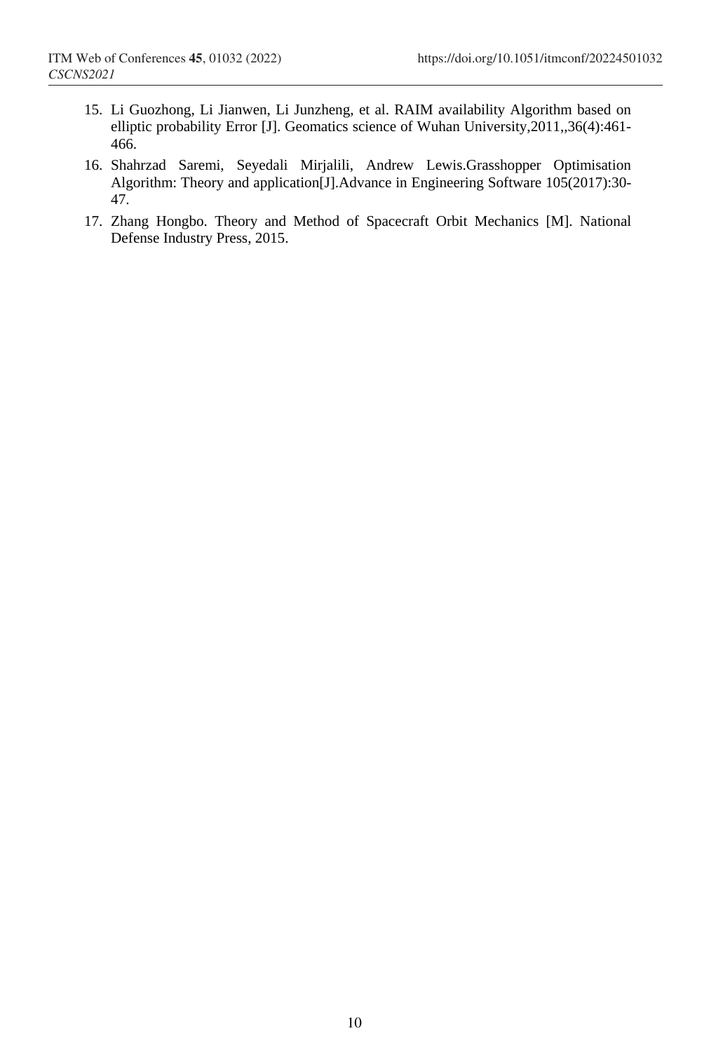15. Li Guozhong, Li Jianwen, Li Junzheng, et al. RAIM availability Algorithm based on elliptic probability Error [J]. Geomatics science of Wuhan University,2011,,36(4):461-466.
16. Shahrzad Saremi, Seyedali Mirjalili, Andrew Lewis.Grasshopper Optimisation Algorithm: Theory and application[J].Advance in Engineering Software 105(2017):30-47.
17. Zhang Hongbo. Theory and Method of Spacecraft Orbit Mechanics [M]. National Defense Industry Press, 2015.